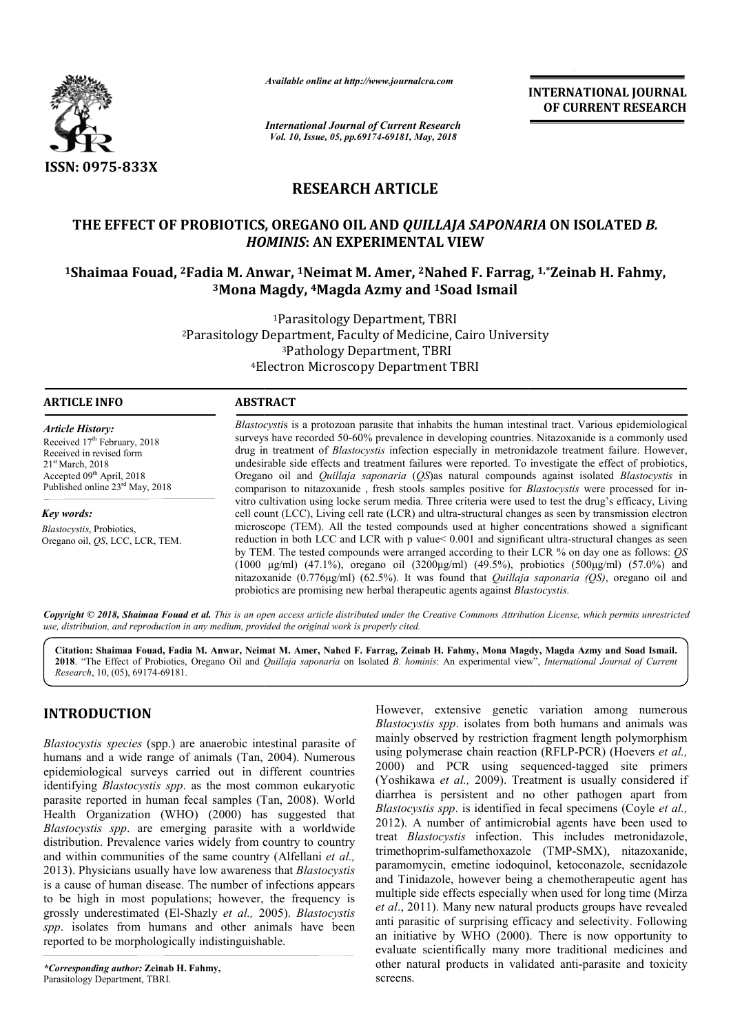# RESEARCH ARTICLE

## THE EFFECT OF PROBIOTICS, OREGANO OIL AND *QUILLAJA SAPONARIA* ON ISOLATED *B. HOMINIS*: AN EXPERIMENTAL VIEW

[1]Shaimaa Fouad, [2]Fadia M. Anwar, [1]Neimat M. Amer, [2]Nahed F. Farrag, [1,*]Zeinab H. Fahmy, [3]Mona Magdy, [4]Magda Azmy and [1]Soad Ismail

[1]Parasitology Department, TBRI
[2]Parasitology Department, Faculty of Medicine, Cairo University
[3]Pathology Department, TBRI
[4]Electron Microscopy Department TBRI

### ARTICLE INFO

*Article History:*
Received 17th February, 2018
Received in revised form 21st March, 2018
Accepted 09th April, 2018
Published online 23rd May, 2018

*Key words:*
*Blastocystis*, Probiotics, Oregano oil, *QS*, LCC, LCR, TEM.

### ABSTRACT

*Blastocystis* is a protozoan parasite that inhabits the human intestinal tract. Various epidemiological surveys have recorded 50-60% prevalence in developing countries. Nitazoxanide is a commonly used drug in treatment of *Blastocystis* infection especially in metronidazole treatment failure. However, undesirable side effects and treatment failures were reported. To investigate the effect of probiotics, Oregano oil and *Quillaja saponaria* (*QS*)as natural compounds against isolated *Blastocystis* in comparison to nitazoxanide , fresh stools samples positive for *Blastocystis* were processed for in-vitro cultivation using locke serum media. Three criteria were used to test the drug's efficacy, Living cell count (LCC), Living cell rate (LCR) and ultra-structural changes as seen by transmission electron microscope (TEM). All the tested compounds used at higher concentrations showed a significant reduction in both LCC and LCR with p value< 0.001 and significant ultra-structural changes as seen by TEM. The tested compounds were arranged according to their LCR % on day one as follows: *QS* (1000 μg/ml) (47.1%), oregano oil (3200μg/ml) (49.5%), probiotics (500μg/ml) (57.0%) and nitazoxanide (0.776μg/ml) (62.5%). It was found that *Quillaja saponaria (QS)*, oregano oil and probiotics are promising new herbal therapeutic agents against *Blastocystis.*

*Copyright © 2018, Shaimaa Fouad et al. This is an open access article distributed under the Creative Commons Attribution License, which permits unrestricted use, distribution, and reproduction in any medium, provided the original work is properly cited.*

**Citation: Shaimaa Fouad, Fadia M. Anwar, Neimat M. Amer, Nahed F. Farrag, Zeinab H. Fahmy, Mona Magdy, Magda Azmy and Soad Ismail. 2018**. "The Effect of Probiotics, Oregano Oil and *Quillaja saponaria* on Isolated *B. hominis*: An experimental view", *International Journal of Current Research*, 10, (05), 69174-69181.

## INTRODUCTION

*Blastocystis species* (spp.) are anaerobic intestinal parasite of humans and a wide range of animals (Tan, 2004). Numerous epidemiological surveys carried out in different countries identifying *Blastocystis spp*. as the most common eukaryotic parasite reported in human fecal samples (Tan, 2008). World Health Organization (WHO) (2000) has suggested that *Blastocystis spp*. are emerging parasite with a worldwide distribution. Prevalence varies widely from country to country and within communities of the same country (Alfellani *et al.,* 2013). Physicians usually have low awareness that *Blastocystis* is a cause of human disease. The number of infections appears to be high in most populations; however, the frequency is grossly underestimated (El-Shazly *et al.,* 2005). *Blastocystis spp*. isolates from humans and other animals have been reported to be morphologically indistinguishable.

However, extensive genetic variation among numerous *Blastocystis spp*. isolates from both humans and animals was mainly observed by restriction fragment length polymorphism using polymerase chain reaction (RFLP-PCR) (Hoevers *et al.,* 2000) and PCR using sequenced-tagged site primers (Yoshikawa *et al.,* 2009). Treatment is usually considered if diarrhea is persistent and no other pathogen apart from *Blastocystis spp*. is identified in fecal specimens (Coyle *et al.,* 2012). A number of antimicrobial agents have been used to treat *Blastocystis* infection. This includes metronidazole, trimethoprim-sulfamethoxazole (TMP-SMX), nitazoxanide, paramomycin, emetine iodoquinol, ketoconazole, secnidazole and Tinidazole, however being a chemotherapeutic agent has multiple side effects especially when used for long time (Mirza *et al*., 2011). Many new natural products groups have revealed anti parasitic of surprising efficacy and selectivity. Following an initiative by WHO (2000). There is now opportunity to evaluate scientifically many more traditional medicines and other natural products in validated anti-parasite and toxicity screens.

**Corresponding author:* **Zeinab H. Fahmy,**
Parasitology Department, TBRI.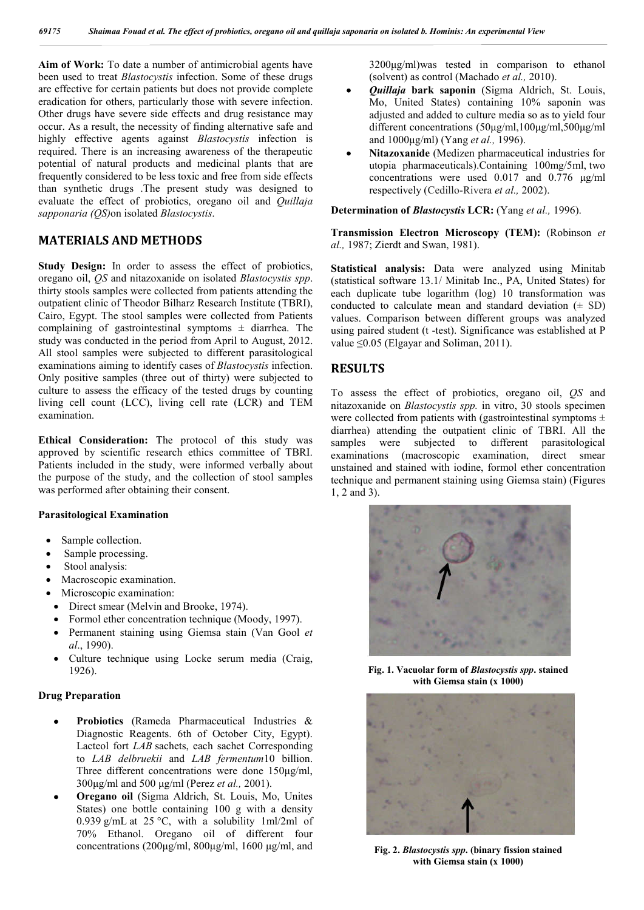**Aim of Work:** To date a number of antimicrobial agents have been used to treat *Blastocystis* infection. Some of these drugs are effective for certain patients but does not provide complete eradication for others, particularly those with severe infection. Other drugs have severe side effects and drug resistance may occur. As a result, the necessity of finding alternative safe and highly effective agents against *Blastocystis* infection is required. There is an increasing awareness of the therapeutic potential of natural products and medicinal plants that are frequently considered to be less toxic and free from side effects than synthetic drugs .The present study was designed to evaluate the effect of probiotics, oregano oil and *Quillaja sapponaria (QS)*on isolated *Blastocystis*.

## MATERIALS AND METHODS

**Study Design:** In order to assess the effect of probiotics, oregano oil, *QS* and nitazoxanide on isolated *Blastocystis spp*. thirty stools samples were collected from patients attending the outpatient clinic of Theodor Bilharz Research Institute (TBRI), Cairo, Egypt. The stool samples were collected from Patients complaining of gastrointestinal symptoms ± diarrhea. The study was conducted in the period from April to August, 2012. All stool samples were subjected to different parasitological examinations aiming to identify cases of *Blastocystis* infection. Only positive samples (three out of thirty) were subjected to culture to assess the efficacy of the tested drugs by counting living cell count (LCC), living cell rate (LCR) and TEM examination.

**Ethical Consideration:** The protocol of this study was approved by scientific research ethics committee of TBRI. Patients included in the study, were informed verbally about the purpose of the study, and the collection of stool samples was performed after obtaining their consent.

**Parasitological Examination**

- Sample collection.
- Sample processing.
- Stool analysis:
- Macroscopic examination.
- Microscopic examination:
  - Direct smear (Melvin and Brooke, 1974).
  - Formol ether concentration technique (Moody, 1997).
  - Permanent staining using Giemsa stain (Van Gool *et al*., 1990).
  - Culture technique using Locke serum media (Craig, 1926).

**Drug Preparation**

- **Probiotics** (Rameda Pharmaceutical Industries & Diagnostic Reagents. 6th of October City, Egypt). Lacteol fort *LAB* sachets, each sachet Corresponding to *LAB delbruekii* and *LAB fermentum*10 billion. Three different concentrations were done 150μg/ml, 300μg/ml and 500 μg/ml (Perez *et al.,* 2001).
- **Oregano oil** (Sigma Aldrich, St. Louis, Mo, Unites States) one bottle containing 100 g with a density 0.939 g/mL at 25 °C, with a solubility 1ml/2ml of 70% Ethanol. Oregano oil of different four concentrations (200μg/ml, 800μg/ml, 1600 μg/ml, and 3200μg/ml)was tested in comparison to ethanol (solvent) as control (Machado *et al.,* 2010).
- ***Quillaja* bark saponin** (Sigma Aldrich, St. Louis, Mo, United States) containing 10% saponin was adjusted and added to culture media so as to yield four different concentrations (50μg/ml,100μg/ml,500μg/ml and 1000μg/ml) (Yang *et al.,* 1996).
- **Nitazoxanide** (Medizen pharmaceutical industries for utopia pharmaceuticals).Containing 100mg/5ml, two concentrations were used 0.017 and 0.776 μg/ml respectively (Cedillo-Rivera *et al.,* 2002).

**Determination of *Blastocystis* LCR:** (Yang *et al.,* 1996).

**Transmission Electron Microscopy (TEM):** (Robinson *et al.,* 1987; Zierdt and Swan, 1981).

**Statistical analysis:** Data were analyzed using Minitab (statistical software 13.1/ Minitab Inc., PA, United States) for each duplicate tube logarithm (log) 10 transformation was conducted to calculate mean and standard deviation (± SD) values. Comparison between different groups was analyzed using paired student (t -test). Significance was established at P value ≤0.05 (Elgayar and Soliman, 2011).

## RESULTS

To assess the effect of probiotics, oregano oil, *QS* and nitazoxanide on *Blastocystis spp.* in vitro, 30 stools specimen were collected from patients with (gastrointestinal symptoms ± diarrhea) attending the outpatient clinic of TBRI. All the samples were subjected to different parasitological examinations (macroscopic examination, direct smear unstained and stained with iodine, formol ether concentration technique and permanent staining using Giemsa stain) (Figures 1, 2 and 3).

**Fig. 1. Vacuolar form of *Blastocystis spp*. stained with Giemsa stain (x 1000)**

**Fig. 2. *Blastocystis spp*. (binary fission stained with Giemsa stain (x 1000)**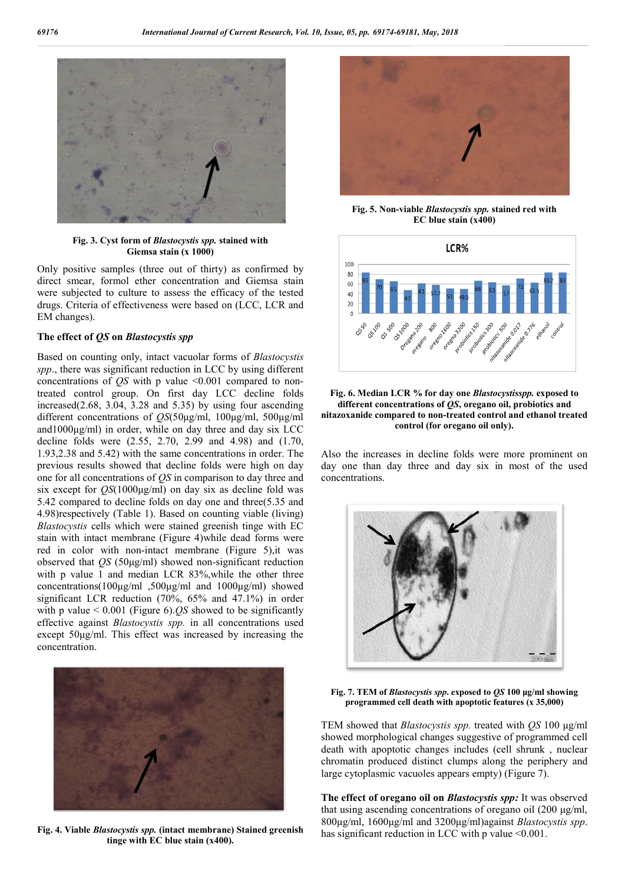Fig. 3. Cyst form of *Blastocystis spp.* stained with Giemsa stain (x 1000)

Only positive samples (three out of thirty) as confirmed by direct smear, formol ether concentration and Giemsa stain were subjected to culture to assess the efficacy of the tested drugs. Criteria of effectiveness were based on (LCC, LCR and EM changes).

### The effect of *QS* on *Blastocystis spp*

Based on counting only, intact vacuolar forms of *Blastocystis spp*., there was significant reduction in LCC by using different concentrations of *QS* with p value <0.001 compared to non-treated control group. On first day LCC decline folds increased(2.68, 3.04, 3.28 and 5.35) by using four ascending different concentrations of *QS*(50µg/ml, 100µg/ml, 500µg/ml and1000µg/ml) in order, while on day three and day six LCC decline folds were (2.55, 2.70, 2.99 and 4.98) and (1.70, 1.93,2.38 and 5.42) with the same concentrations in order. The previous results showed that decline folds were high on day one for all concentrations of *QS* in comparison to day three and six except for *QS*(1000µg/ml) on day six as decline fold was 5.42 compared to decline folds on day one and three(5.35 and 4.98)respectively (Table 1). Based on counting viable (living) *Blastocystis* cells which were stained greenish tinge with EC stain with intact membrane (Figure 4)while dead forms were red in color with non-intact membrane (Figure 5),it was observed that *QS* (50µg/ml) showed non-significant reduction with p value 1 and median LCR 83%,while the other three concentrations(100µg/ml ,500µg/ml and 1000µg/ml) showed significant LCR reduction (70%, 65% and 47.1%) in order with p value < 0.001 (Figure 6).*QS* showed to be significantly effective against *Blastocystis spp.* in all concentrations used except 50µg/ml. This effect was increased by increasing the concentration.

Fig. 4. Viable *Blastocystis spp.* (intact membrane) Stained greenish tinge with EC blue stain (x400).

Fig. 5. Non-viable *Blastocystis spp.* stained red with EC blue stain (x400)

Fig. 6. Median LCR % for day one *Blastocystisspp.* exposed to different concentrations of *QS*, oregano oil, probiotics and nitazoxanide compared to non-treated control and ethanol treated control (for oregano oil only).

Also the increases in decline folds were more prominent on day one than day three and day six in most of the used concentrations.

Fig. 7. TEM of *Blastocystis spp*. exposed to *QS* 100 µg/ml showing programmed cell death with apoptotic features (x 35,000)

TEM showed that *Blastocystis spp.* treated with *QS* 100 µg/ml showed morphological changes suggestive of programmed cell death with apoptotic changes includes (cell shrunk , nuclear chromatin produced distinct clumps along the periphery and large cytoplasmic vacuoles appears empty) (Figure 7).

**The effect of oregano oil on *Blastocystis spp:*** It was observed that using ascending concentrations of oregano oil (200 µg/ml, 800µg/ml, 1600µg/ml and 3200µg/ml)against *Blastocystis spp*. has significant reduction in LCC with p value <0.001.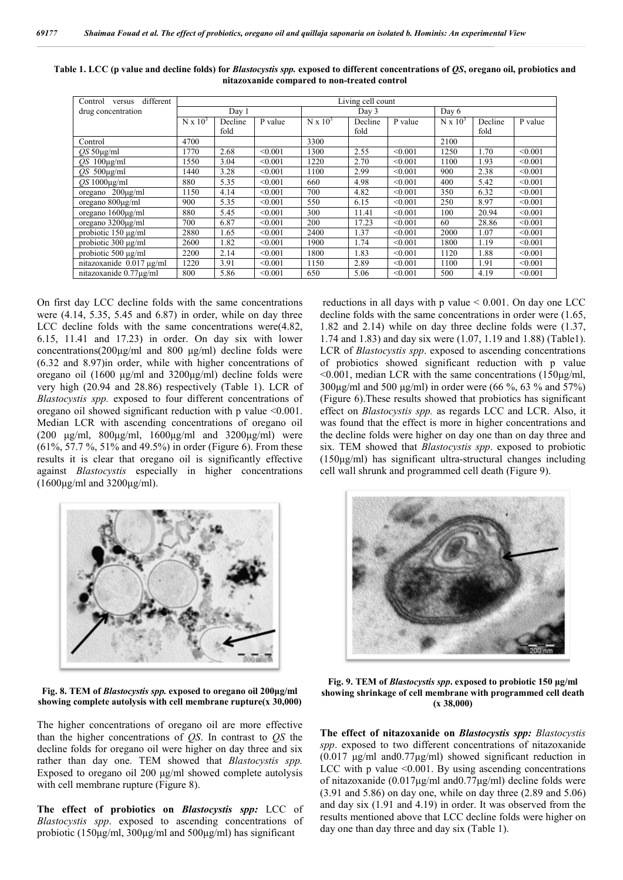**Table 1. LCC (p value and decline folds) for *Blastocystis spp.* exposed to different concentrations of *QS*, oregano oil, probiotics and nitazoxanide compared to non-treated control**

| Control versus different drug concentration | Living cell count | | | | | | | | |
|---|---|---|---|---|---|---|---|---|---|
| | Day 1 | | | Day 3 | | | Day 6 | | |
| | N x $10^3$ | Decline fold | P value | N x $10^3$ | Decline fold | P value | N x $10^3$ | Decline fold | P value |
| Control | 4700 | | | 3300 | | | 2100 | | |
| *QS* 50µg/ml | 1770 | 2.68 | <0.001 | 1300 | 2.55 | <0.001 | 1250 | 1.70 | <0.001 |
| *QS* 100µg/ml | 1550 | 3.04 | <0.001 | 1220 | 2.70 | <0.001 | 1100 | 1.93 | <0.001 |
| *QS* 500µg/ml | 1440 | 3.28 | <0.001 | 1100 | 2.99 | <0.001 | 900 | 2.38 | <0.001 |
| *QS* 1000µg/ml | 880 | 5.35 | <0.001 | 660 | 4.98 | <0.001 | 400 | 5.42 | <0.001 |
| oregano 200µg/ml | 1150 | 4.14 | <0.001 | 700 | 4.82 | <0.001 | 350 | 6.32 | <0.001 |
| oregano 800µg/ml | 900 | 5.35 | <0.001 | 550 | 6.15 | <0.001 | 250 | 8.97 | <0.001 |
| oregano 1600µg/ml | 880 | 5.45 | <0.001 | 300 | 11.41 | <0.001 | 100 | 20.94 | <0.001 |
| oregano 3200µg/ml | 700 | 6.87 | <0.001 | 200 | 17.23 | <0.001 | 60 | 28.86 | <0.001 |
| probiotic 150 µg/ml | 2880 | 1.65 | <0.001 | 2400 | 1.37 | <0.001 | 2000 | 1.07 | <0.001 |
| probiotic 300 µg/ml | 2600 | 1.82 | <0.001 | 1900 | 1.74 | <0.001 | 1800 | 1.19 | <0.001 |
| probiotic 500 µg/ml | 2200 | 2.14 | <0.001 | 1800 | 1.83 | <0.001 | 1120 | 1.88 | <0.001 |
| nitazoxanide 0.017 µg/ml | 1220 | 3.91 | <0.001 | 1150 | 2.89 | <0.001 | 1100 | 1.91 | <0.001 |
| nitazoxanide 0.77µg/ml | 800 | 5.86 | <0.001 | 650 | 5.06 | <0.001 | 500 | 4.19 | <0.001 |

On first day LCC decline folds with the same concentrations were (4.14, 5.35, 5.45 and 6.87) in order, while on day three LCC decline folds with the same concentrations were(4.82, 6.15, 11.41 and 17.23) in order. On day six with lower concentrations(200µg/ml and 800 µg/ml) decline folds were (6.32 and 8.97)in order, while with higher concentrations of oregano oil (1600 µg/ml and 3200µg/ml) decline folds were very high (20.94 and 28.86) respectively (Table 1). LCR of *Blastocystis spp.* exposed to four different concentrations of oregano oil showed significant reduction with p value <0.001. Median LCR with ascending concentrations of oregano oil (200 µg/ml, 800µg/ml, 1600µg/ml and 3200µg/ml) were (61%, 57.7 %, 51% and 49.5%) in order (Figure 6). From these results it is clear that oregano oil is significantly effective against *Blastocystis* especially in higher concentrations (1600µg/ml and 3200µg/ml).

**Fig. 8. TEM of *Blastocystis spp.* exposed to oregano oil 200µg/ml showing complete autolysis with cell membrane rupture(x 30,000)**

The higher concentrations of oregano oil are more effective than the higher concentrations of *QS*. In contrast to *QS* the decline folds for oregano oil were higher on day three and six rather than day one. TEM showed that *Blastocystis spp.* Exposed to oregano oil 200 µg/ml showed complete autolysis with cell membrane rupture (Figure 8).

**The effect of probiotics on *Blastocystis spp:*** LCC of *Blastocystis spp*. exposed to ascending concentrations of probiotic (150µg/ml, 300µg/ml and 500µg/ml) has significant reductions in all days with p value < 0.001. On day one LCC decline folds with the same concentrations in order were (1.65, 1.82 and 2.14) while on day three decline folds were (1.37, 1.74 and 1.83) and day six were (1.07, 1.19 and 1.88) (Table1). LCR of *Blastocystis spp*. exposed to ascending concentrations of probiotics showed significant reduction with p value <0.001, median LCR with the same concentrations (150µg/ml, 300µg/ml and 500 µg/ml) in order were (66 %, 63 % and 57%) (Figure 6).These results showed that probiotics has significant effect on *Blastocystis spp.* as regards LCC and LCR. Also, it was found that the effect is more in higher concentrations and the decline folds were higher on day one than on day three and six. TEM showed that *Blastocystis spp*. exposed to probiotic (150µg/ml) has significant ultra-structural changes including cell wall shrunk and programmed cell death (Figure 9).

**Fig. 9. TEM of *Blastocystis spp*. exposed to probiotic 150 µg/ml showing shrinkage of cell membrane with programmed cell death (x 38,000)**

**The effect of nitazoxanide on *Blastocystis spp:*** *Blastocystis spp*. exposed to two different concentrations of nitazoxanide (0.017 µg/ml and0.77µg/ml) showed significant reduction in LCC with p value <0.001. By using ascending concentrations of nitazoxanide (0.017µg/ml and0.77µg/ml) decline folds were (3.91 and 5.86) on day one, while on day three (2.89 and 5.06) and day six (1.91 and 4.19) in order. It was observed from the results mentioned above that LCC decline folds were higher on day one than day three and day six (Table 1).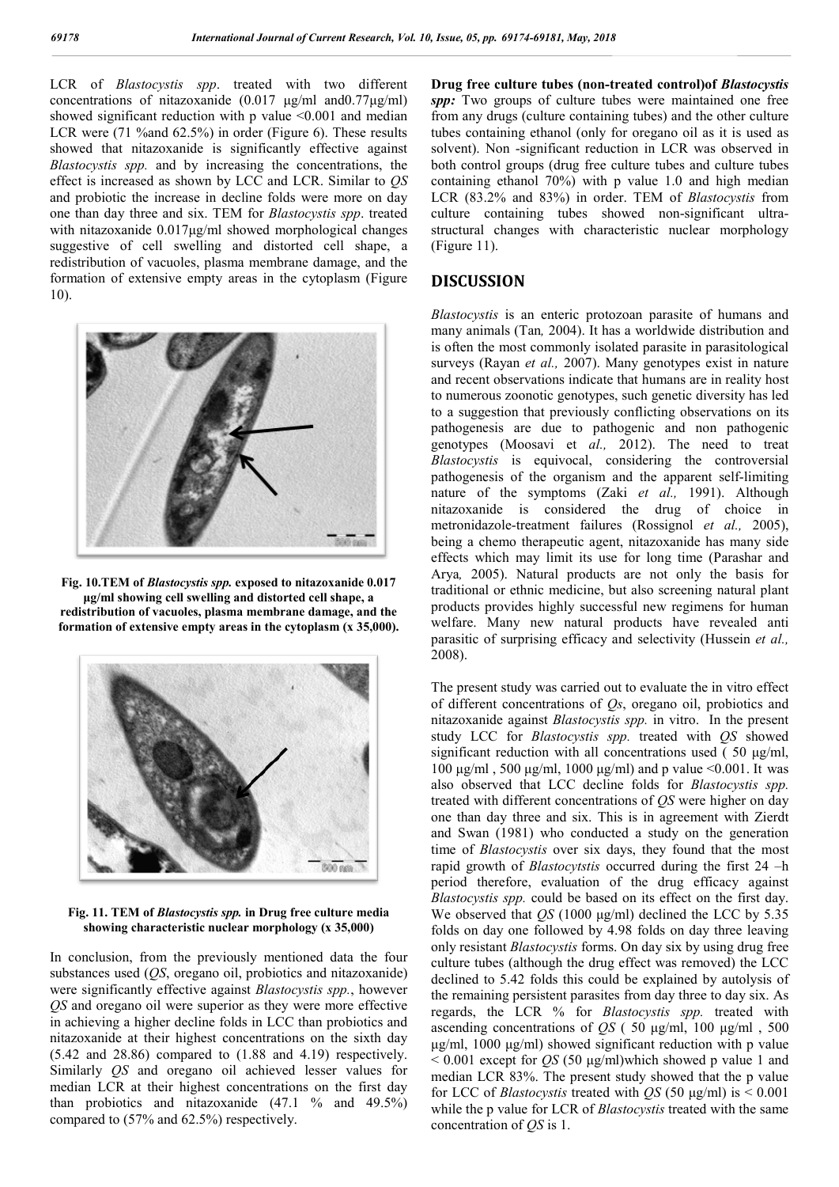LCR of *Blastocystis spp*. treated with two different concentrations of nitazoxanide (0.017 µg/ml and0.77µg/ml) showed significant reduction with p value <0.001 and median LCR were (71 %and 62.5%) in order (Figure 6). These results showed that nitazoxanide is significantly effective against *Blastocystis spp.* and by increasing the concentrations, the effect is increased as shown by LCC and LCR. Similar to *QS* and probiotic the increase in decline folds were more on day one than day three and six. TEM for *Blastocystis spp*. treated with nitazoxanide 0.017µg/ml showed morphological changes suggestive of cell swelling and distorted cell shape, a redistribution of vacuoles, plasma membrane damage, and the formation of extensive empty areas in the cytoplasm (Figure 10).

**Fig. 10.TEM of *Blastocystis spp.* exposed to nitazoxanide 0.017 µg/ml showing cell swelling and distorted cell shape, a redistribution of vacuoles, plasma membrane damage, and the formation of extensive empty areas in the cytoplasm (x 35,000).**

**Fig. 11. TEM of *Blastocystis spp.* in Drug free culture media showing characteristic nuclear morphology (x 35,000)**

In conclusion, from the previously mentioned data the four substances used (*QS*, oregano oil, probiotics and nitazoxanide) were significantly effective against *Blastocystis spp.*, however *QS* and oregano oil were superior as they were more effective in achieving a higher decline folds in LCC than probiotics and nitazoxanide at their highest concentrations on the sixth day (5.42 and 28.86) compared to (1.88 and 4.19) respectively. Similarly *QS* and oregano oil achieved lesser values for median LCR at their highest concentrations on the first day than probiotics and nitazoxanide (47.1 % and 49.5%) compared to (57% and 62.5%) respectively.

**Drug free culture tubes (non-treated control)of *Blastocystis spp:*** Two groups of culture tubes were maintained one free from any drugs (culture containing tubes) and the other culture tubes containing ethanol (only for oregano oil as it is used as solvent). Non -significant reduction in LCR was observed in both control groups (drug free culture tubes and culture tubes containing ethanol 70%) with p value 1.0 and high median LCR (83.2% and 83%) in order. TEM of *Blastocystis* from culture containing tubes showed non-significant ultra-structural changes with characteristic nuclear morphology (Figure 11).

## DISCUSSION

*Blastocystis* is an enteric protozoan parasite of humans and many animals (Tan*,* 2004). It has a worldwide distribution and is often the most commonly isolated parasite in parasitological surveys (Rayan *et al.,* 2007). Many genotypes exist in nature and recent observations indicate that humans are in reality host to numerous zoonotic genotypes, such genetic diversity has led to a suggestion that previously conflicting observations on its pathogenesis are due to pathogenic and non pathogenic genotypes (Moosavi et *al.,* 2012). The need to treat *Blastocystis* is equivocal, considering the controversial pathogenesis of the organism and the apparent self-limiting nature of the symptoms (Zaki *et al.,* 1991). Although nitazoxanide is considered the drug of choice in metronidazole-treatment failures (Rossignol *et al.,* 2005), being a chemo therapeutic agent, nitazoxanide has many side effects which may limit its use for long time (Parashar and Arya*,* 2005). Natural products are not only the basis for traditional or ethnic medicine, but also screening natural plant products provides highly successful new regimens for human welfare. Many new natural products have revealed anti parasitic of surprising efficacy and selectivity (Hussein *et al.,* 2008).

The present study was carried out to evaluate the in vitro effect of different concentrations of *Qs*, oregano oil, probiotics and nitazoxanide against *Blastocystis spp.* in vitro. In the present study LCC for *Blastocystis spp.* treated with *QS* showed significant reduction with all concentrations used ( 50 µg/ml, 100 µg/ml , 500 µg/ml, 1000 µg/ml) and p value <0.001. It was also observed that LCC decline folds for *Blastocystis spp.* treated with different concentrations of *QS* were higher on day one than day three and six. This is in agreement with Zierdt and Swan (1981) who conducted a study on the generation time of *Blastocystis* over six days, they found that the most rapid growth of *Blastocytstis* occurred during the first 24 –h period therefore, evaluation of the drug efficacy against *Blastocystis spp.* could be based on its effect on the first day. We observed that *QS* (1000 µg/ml) declined the LCC by 5.35 folds on day one followed by 4.98 folds on day three leaving only resistant *Blastocystis* forms. On day six by using drug free culture tubes (although the drug effect was removed) the LCC declined to 5.42 folds this could be explained by autolysis of the remaining persistent parasites from day three to day six. As regards, the LCR % for *Blastocystis spp.* treated with ascending concentrations of *QS* ( 50 µg/ml, 100 µg/ml , 500 µg/ml, 1000 µg/ml) showed significant reduction with p value < 0.001 except for *QS* (50 µg/ml)which showed p value 1 and median LCR 83%. The present study showed that the p value for LCC of *Blastocystis* treated with *QS* (50 µg/ml) is < 0.001 while the p value for LCR of *Blastocystis* treated with the same concentration of *QS* is 1.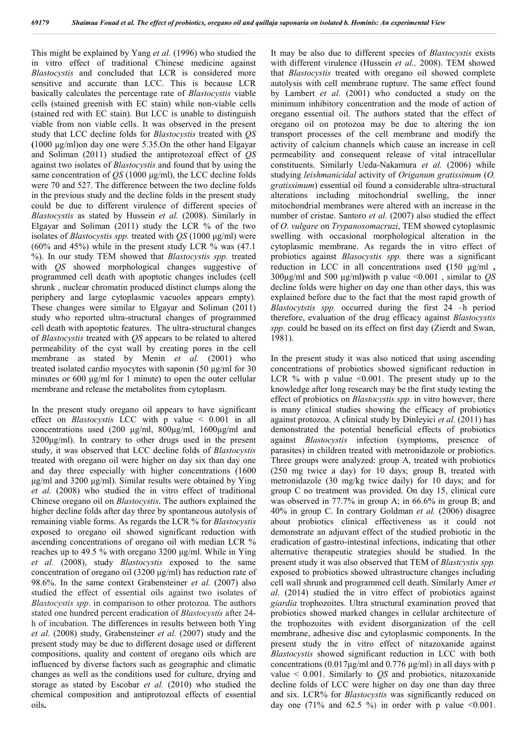This might be explained by Yang *et al.* (1996) who studied the in vitro effect of traditional Chinese medicine against *Blastocystis* and concluded that LCR is considered more sensitive and accurate than LCC. This is because LCR basically calculates the percentage rate of *Blastocystis* viable cells (stained greenish with EC stain) while non-viable cells (stained red with EC stain). But LCC is unable to distinguish viable from non viable cells. It was observed in the present study that LCC decline folds for *Blastocystis* treated with *QS* **(**1000 µg/ml)on day one were 5.35.On the other hand Elgayar and Soliman (2011) studied the antiprotozoal effect of *QS* against two isolates of *Blastocystis* and found that by using the same concentration of *QS* (1000 µg/ml), the LCC decline folds were 70 and 527. The difference between the two decline folds in the previous study and the decline folds in the present study could be due to different virulence of different species of *Blastocystis* as stated by Hussein *et al.* (2008). Similarly in Elgayar and Soliman (2011) study the LCR % of the two isolates of *Blastocystis spp.* treated with *QS* (1000 µg/ml) were (60% and 45%) while in the present study LCR % was (47.1 %). In our study TEM showed that *Blastocystis spp.* treated with *QS* showed morphological changes suggestive of programmed cell death with apoptotic changes includes (cell shrunk , nuclear chromatin produced distinct clumps along the periphery and large cytoplasmic vacuoles appears empty). These changes were similar to Elgayar and Soliman (2011) study who reported ultra-structural changes of programmed cell death with apoptotic features. The ultra-structural changes of *Blastocystis* treated with *QS* appears to be related to altered permeability of the cyst wall by creating pores in the cell membrane as stated by Menin *et al.* (2001) who treated isolated cardio myocytes with saponin (50 µg/ml for 30 minutes or 600 µg/ml for 1 minute) to open the outer cellular membrane and release the metabolites from cytoplasm.

In the present study oregano oil appears to have significant effect on *Blastocystis* LCC with p value < 0.001 in all concentrations used (200 µg/ml, 800µg/ml, 1600µg/ml and 3200µg/ml). In contrary to other drugs used in the present study, it was observed that LCC decline folds of *Blastocystis* treated with oregano oil were higher on day six than day one and day three especially with higher concentrations (1600 µg/ml and 3200 µg/ml). Similar results were obtained by Ying *et al.* (2008) who studied the in vitro effect of traditional Chinese oregano oil on *Blastocystis*. The authors explained the higher decline folds after day three by spontaneous autolysis of remaining viable forms. As regards the LCR % for *Blastocystis* exposed to oregano oil showed significant reduction with ascending concentrations of oregano oil with median LCR % reaches up to 49.5 % with oregano 3200 µg/ml. While in Ying *et al.* (2008), study *Blastocystis* exposed to the same concentration of oregano oil (3200 µg/ml) has reduction rate of 98.6%. In the same context Grabensteiner *et al.* (2007) also studied the effect of essential oils against two isolates of *Blastocystis spp*. in comparison to other protozoa. The authors stated one hundred percent eradication of *Blastocystis* after 24-h of incubation. The differences in results between both Ying *et al.* (2008) study, Grabensteiner *et al.* (2007) study and the present study may be due to different dosage used or different compositions, quality and content of oregano oils which are influenced by diverse factors such as geographic and climatic changes as well as the conditions used for culture, drying and storage as stated by Escobar *et al.* (2010) who studied the chemical composition and antiprotozoal effects of essential oils**.**

It may be also due to different species of *Blastocystis* exists with different virulence (Hussein *et al.,* 2008). TEM showed that *Blastocystis* treated with oregano oil showed complete autolysis with cell membrane rupture. The same effect found by Lambert *et al.* (2001) who conducted a study on the minimum inhibitory concentration and the mode of action of oregano essential oil. The authors stated that the effect of oregano oil on protozoa may be due to altering the ion transport processes of the cell membrane and modify the activity of calcium channels which cause an increase in cell permeability and consequent release of vital intracellular constituents. Similarly Ueda-Nakamura *et al.* (2006) while studying *leishmanicidal* activity of *Origanum gratissimum* (*O. gratissimum*) essential oil found a considerable ultra-structural alterations including mitochondrial swelling, the inner mitochondrial membranes were altered with an increase in the number of cristae. Santoro *et al.* (2007) also studied the effect of *O. vulgare* on *Trypanosomacruzi*, TEM showed cytoplasmic swelling with occasional morphological alteration in the cytoplasmic membrane. As regards the in vitro effect of probiotics against *Blasocystis spp.* there was a significant reduction in LCC in all concentrations used **(**150 µg/ml **,** 300µg/ml and 500 µg/ml**)**with p value <0.001 , similar to *QS* decline folds were higher on day one than other days, this was explained before due to the fact that the most rapid growth of *Blastocytstis spp.* occurred during the first 24 –h period therefore, evaluation of the drug efficacy against *Blastocystis spp.* could be based on its effect on first day (Zierdt and Swan, 1981).

In the present study it was also noticed that using ascending concentrations of probiotics showed significant reduction in LCR % with p value <0.001. The present study up to the knowledge after long research may be the first study testing the effect of probiotics on *Blastocystis spp.* in vitro however, there is many clinical studies showing the efficacy of probiotics against protozoa. A clinical study by Dinleyici *et al.* (2011) has demonstrated the potential beneficial effects of probiotics against *Blastocystis* infection (symptoms, presence of parasites) in children treated with metronidazole or probiotics. Three groups were analyzed: group A, treated with probiotics (250 mg twice a day) for 10 days; group B, treated with metronidazole (30 mg/kg twice daily) for 10 days; and for group C no treatment was provided. On day 15, clinical cure was observed in 77.7% in group A; in 66.6% in group B; and 40% in group C. In contrary Goldman *et al.* (2006) disagree about probiotics clinical effectiveness as it could not demonstrate an adjuvant effect of the studied probiotic in the eradication of gastro-intestinal infections, indicating that other alternative therapeutic strategies should be studied. In the present study it was also observed that TEM of *Blastcystis spp.* exposed to probiotics showed ultrastructure changes including cell wall shrunk and programmed cell death. Similarly Amer *et al.* (2014) studied the in vitro effect of probiotics against *giardia* trophozoites. Ultra structural examination proved that probiotics showed marked changes in cellular architecture of the trophozoites with evident disorganization of the cell membrane, adhesive disc and cytoplasmic components. In the present study the in vitro effect of nitazoxanide against *Blastocystis* showed significant reduction in LCC with both concentrations (0.017µg/ml and 0.776 µg/ml) in all days with p value < 0.001. Similarly to *QS* and probiotics, nitazoxanide decline folds of LCC were higher on day one than day three and six. LCR% for *Blastocystis* was significantly reduced on day one (71% and 62.5 %) in order with p value <0.001.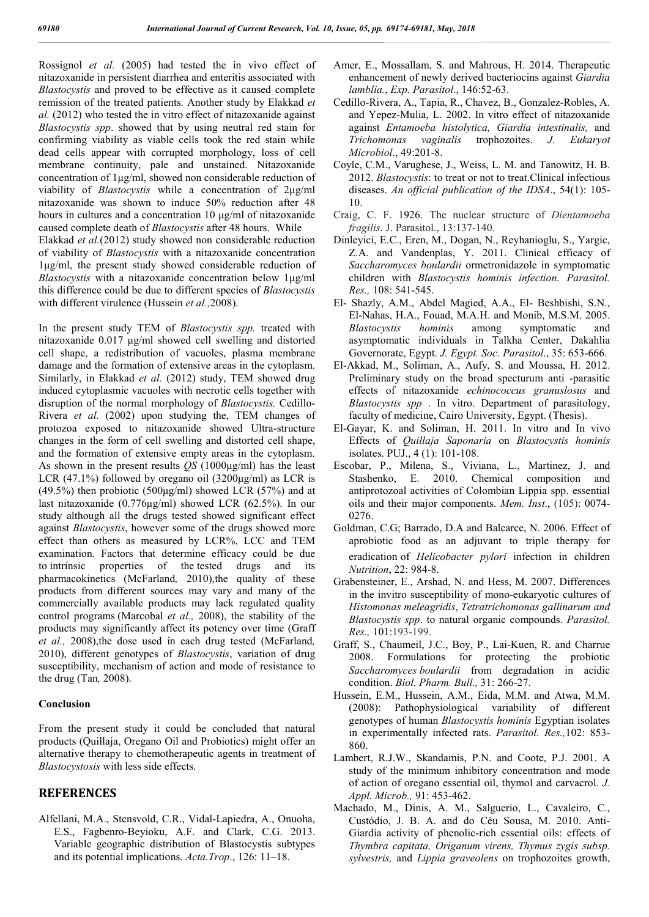Rossignol *et al.* (2005) had tested the in vivo effect of nitazoxanide in persistent diarrhea and enteritis associated with *Blastocystis* and proved to be effective as it caused complete remission of the treated patients. Another study by Elakkad *et al.* (2012) who tested the in vitro effect of nitazoxanide against *Blastocystis spp*. showed that by using neutral red stain for confirming viability as viable cells took the red stain while dead cells appear with corrupted morphology, loss of cell membrane continuity, pale and unstained. Nitazoxanide concentration of 1µg/ml, showed non considerable reduction of viability of *Blastocystis* while a concentration of 2µg/ml nitazoxanide was shown to induce 50% reduction after 48 hours in cultures and a concentration 10 µg/ml of nitazoxanide caused complete death of *Blastocystis* after 48 hours. While Elakkad *et al.*(2012) study showed non considerable reduction of viability of *Blastocystis* with a nitazoxanide concentration 1µg/ml, the present study showed considerable reduction of *Blastocystis* with a nitazoxanide concentration below 1µg/ml this difference could be due to different species of *Blastocystis* with different virulence (Hussein *et al.,*2008).

In the present study TEM of *Blastocystis spp.* treated with nitazoxanide 0.017 µg/ml showed cell swelling and distorted cell shape, a redistribution of vacuoles, plasma membrane damage and the formation of extensive areas in the cytoplasm. Similarly, in Elakkad *et al.* (2012) study, TEM showed drug induced cytoplasmic vacuoles with necrotic cells together with disruption of the normal morphology of *Blastocystis.* Cedillo-Rivera *et al.* (2002) upon studying the, TEM changes of protozoa exposed to nitazoxanide showed Ultra-structure changes in the form of cell swelling and distorted cell shape, and the formation of extensive empty areas in the cytoplasm. As shown in the present results *QS* (1000µg/ml) has the least LCR (47.1%) followed by oregano oil (3200µg/ml) as LCR is (49.5%) then probiotic (500µg/ml) showed LCR (57%) and at last nitazoxanide (0.776µg/ml) showed LCR (62.5%). In our study although all the drugs tested showed significant effect against *Blastocystis*, however some of the drugs showed more effect than others as measured by LCR%, LCC and TEM examination. Factors that determine efficacy could be due to intrinsic properties of the tested drugs and its pharmacokinetics (McFarland*,* 2010),the quality of these products from different sources may vary and many of the commercially available products may lack regulated quality control programs (Marcobal *et al.,* 2008), the stability of the products may significantly affect its potency over time (Graff *et al.,* 2008),the dose used in each drug tested (McFarland*,* 2010), different genotypes of *Blastocystis*, variation of drug susceptibility, mechanism of action and mode of resistance to the drug (Tan*,* 2008).

### Conclusion

From the present study it could be concluded that natural products (Quillaja, Oregano Oil and Probiotics) might offer an alternative therapy to chemotherapeutic agents in treatment of *Blastocystosis* with less side effects.

## REFERENCES

Alfellani, M.A., Stensvold, C.R., Vidal-Lapiedra, A., Onuoha, E.S., Fagbenro-Beyioku, A.F. and Clark, C.G. 2013. Variable geographic distribution of Blastocystis subtypes and its potential implications. *Acta.Trop*., 126: 11–18.

Amer, E., Mossallam, S. and Mahrous, H. 2014. Therapeutic enhancement of newly derived bacteriocins against *Giardia lamblia.*, *Exp. Parasitol*., 146:52-63.

Cedillo-Rivera, A., Tapia, R., Chavez, B., Gonzalez-Robles, A. and Yepez-Mulia, L. 2002. In vitro effect of nitazoxanide against *Entamoeba histolytica, Giardia intestinalis,* and *Trichomonas vaginalis* trophozoites. *J. Eukaryot Microbiol*., 49:201-8.

Coyle, C.M., Varughese, J., Weiss, L. M. and Tanowitz, H. B. 2012. *Blastocystis*: to treat or not to treat.Clinical infectious diseases. *An official publication of the IDSA*., 54(1): 105-10.

Craig, C. F. 1926. The nuclear structure of *Dientamoeba fragilis*. J. Parasitol., 13:137-140.

Dinleyici, E.C., Eren, M., Dogan, N., Reyhanioglu, S., Yargic, Z.A. and Vandenplas, Y. 2011. Clinical efficacy of *Saccharomyces boulardii* ormetronidazole in symptomatic children with *Blastocystis hominis infection. Parasitol. Res.,* 108: 541-545.

El- Shazly, A.M., Abdel Magied, A.A., El- Beshbishi, S.N., El-Nahas, H.A., Fouad, M.A.H. and Monib, M.S.M. 2005. *Blastocystis hominis* among symptomatic and asymptomatic individuals in Talkha Center, Dakahlia Governorate, Egypt. *J. Egypt. Soc. Parasitol*., 35: 653-666.

El-Akkad, M., Soliman, A., Aufy, S. and Moussa, H. 2012. Preliminary study on the broad specturum anti -parasitic effects of nitazoxanide *echinococcus granuslosus* and *Blastocystis spp* . In vitro. Department of parasitology, faculty of medicine, Cairo University, Egypt. (Thesis).

El-Gayar, K. and Soliman, H. 2011. In vitro and In vivo Effects of *Quillaja Saponaria* on *Blastocystis hominis* isolates. PUJ., 4 (1): 101-108.

Escobar, P., Milena, S., Viviana, L., Martinez, J. and Stashenko, E. 2010. Chemical composition and antiprotozoal activities of Colombian Lippia spp. essential oils and their major components. *Mem. Inst*., (105): 0074-0276.

Goldman, C.G; Barrado, D.A and Balcarce, N. 2006. Effect of aprobiotic food as an adjuvant to triple therapy for eradication of *Helicobacter pylori* infection in children *Nutrition*, 22: 984-8.

Grabensteiner, E., Arshad, N. and Hess, M. 2007. Differences in the invitro susceptibility of mono-eukaryotic cultures of *Histomonas meleagridis*, *Tetratrichomonas gallinarum and Blastocystis spp*. to natural organic compounds. *Parasitol. Res.,* 101:193-199.

Graff, S., Chaumeil, J.C., Boy, P., Lai-Kuen, R. and Charrue 2008. Formulations for protecting the probiotic *Saccharomyces boulardii* from degradation in acidic condition. *Biol. Pharm. Bull.,* 31: 266-27.

Hussein, E.M., Hussein, A.M., Eida, M.M. and Atwa, M.M. (2008): Pathophysiological variability of different genotypes of human *Blastocystis hominis* Egyptian isolates in experimentally infected rats. *Parasitol. Res.,*102: 853-860.

Lambert, R.J.W., Skandamis, P.N. and Coote, P.J. 2001. A study of the minimum inhibitory concentration and mode of action of oregano essential oil, thymol and carvacrol. *J. Appl. Microb.,* 91: 453-462.

Machado, M., Dinis, A. M., Salguerio, L., Cavaleiro, C., Custódio, J. B. A. and do Céu Sousa, M. 2010. Anti-Giardia activity of phenolic-rich essential oils: effects of *Thymbra capitata, Origanum virens, Thymus zygis subsp. sylvestris,* and *Lippia graveolens* on trophozoites growth,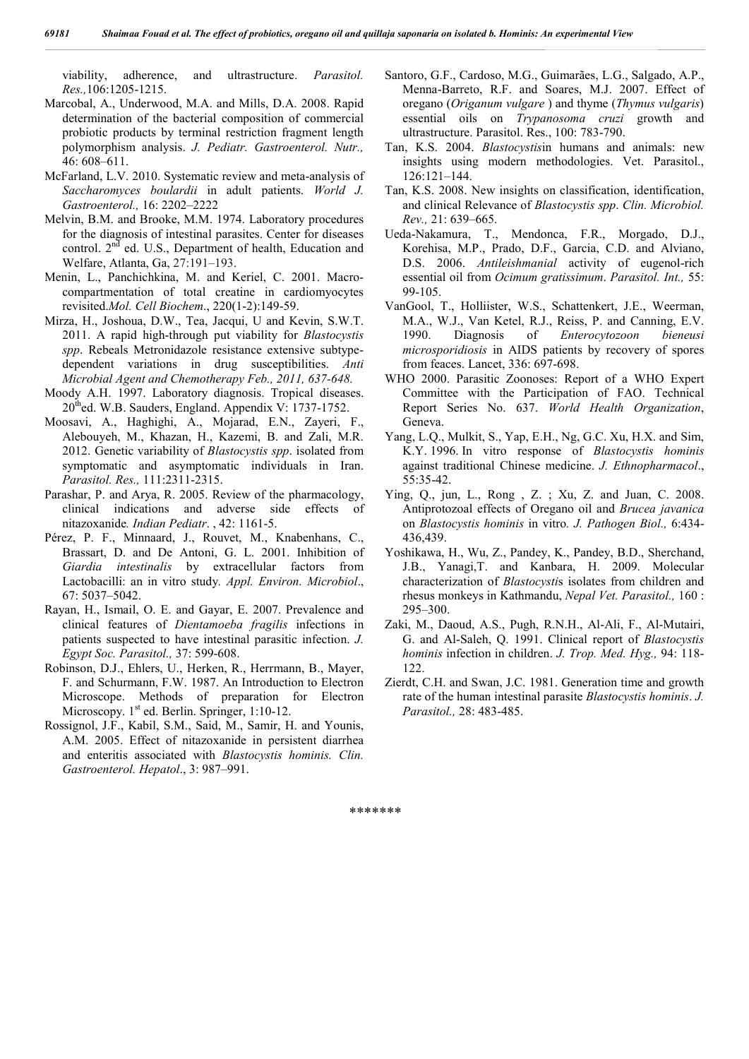viability, adherence, and ultrastructure. *Parasitol. Res.,*106:1205-1215.

Marcobal, A., Underwood, M.A. and Mills, D.A. 2008. Rapid determination of the bacterial composition of commercial probiotic products by terminal restriction fragment length polymorphism analysis. *J. Pediatr. Gastroenterol. Nutr.,* 46: 608–611.

McFarland, L.V. 2010. Systematic review and meta-analysis of *Saccharomyces boulardii* in adult patients. *World J. Gastroenterol.,* 16: 2202–2222

Melvin, B.M. and Brooke, M.M. 1974. Laboratory procedures for the diagnosis of intestinal parasites. Center for diseases control. 2nd ed. U.S., Department of health, Education and Welfare, Atlanta, Ga, 27:191–193.

Menin, L., Panchichkina, M. and Keriel, C. 2001. Macro-compartmentation of total creatine in cardiomyocytes revisited.*Mol. Cell Biochem*., 220(1-2):149-59.

Mirza, H., Joshoua, D.W., Tea, Jacqui, U and Kevin, S.W.T. 2011. A rapid high-through put viability for *Blastocystis spp*. Rebeals Metronidazole resistance extensive subtype-dependent variations in drug susceptibilities. *Anti Microbial Agent and Chemotherapy Feb., 2011, 637-648.*

Moody A.H. 1997. Laboratory diagnosis. Tropical diseases. 20thed. W.B. Sauders, England. Appendix V: 1737-1752.

Moosavi, A., Haghighi, A., Mojarad, E.N., Zayeri, F., Alebouyeh, M., Khazan, H., Kazemi, B. and Zali, M.R. 2012. Genetic variability of *Blastocystis spp*. isolated from symptomatic and asymptomatic individuals in Iran. *Parasitol. Res.,* 111:2311-2315.

Parashar, P. and Arya, R. 2005. Review of the pharmacology, clinical indications and adverse side effects of nitazoxanide*. Indian Pediatr.* , 42: 1161-5.

Pérez, P. F., Minnaard, J., Rouvet, M., Knabenhans, C., Brassart, D. and De Antoni, G. L. 2001. Inhibition of *Giardia intestinalis* by extracellular factors from Lactobacilli: an in vitro study*. Appl. Environ. Microbiol*., 67: 5037–5042.

Rayan, H., Ismail, O. E. and Gayar, E. 2007. Prevalence and clinical features of *Dientamoeba fragilis* infections in patients suspected to have intestinal parasitic infection. *J. Egypt Soc. Parasitol.,* 37: 599-608.

Robinson, D.J., Ehlers, U., Herken, R., Herrmann, B., Mayer, F. and Schurmann, F.W. 1987. An Introduction to Electron Microscope. Methods of preparation for Electron Microscopy. 1st ed. Berlin. Springer, 1:10-12.

Rossignol, J.F., Kabil, S.M., Said, M., Samir, H. and Younis, A.M. 2005. Effect of nitazoxanide in persistent diarrhea and enteritis associated with *Blastocystis hominis. Clin. Gastroenterol. Hepatol*., 3: 987–991.

Santoro, G.F., Cardoso, M.G., Guimarães, L.G., Salgado, A.P., Menna-Barreto, R.F. and Soares, M.J. 2007. Effect of oregano (*Origanum vulgare* ) and thyme (*Thymus vulgaris*) essential oils on *Trypanosoma cruzi* growth and ultrastructure. Parasitol. Res., 100: 783-790.

Tan, K.S. 2004. *Blastocystis*in humans and animals: new insights using modern methodologies. Vet. Parasitol., 126:121–144.

Tan, K.S. 2008. New insights on classification, identification, and clinical Relevance of *Blastocystis spp*. *Clin. Microbiol. Rev.,* 21: 639–665.

Ueda-Nakamura, T., Mendonca, F.R., Morgado, D.J., Korehisa, M.P., Prado, D.F., Garcia, C.D. and Alviano, D.S. 2006. *Antileishmanial* activity of eugenol-rich essential oil from *Ocimum gratissimum*. *Parasitol. Int.,* 55: 99-105.

VanGool, T., Holliister, W.S., Schattenkert, J.E., Weerman, M.A., W.J., Van Ketel, R.J., Reiss, P. and Canning, E.V. 1990. Diagnosis of *Enterocytozoon bieneusi microsporidiosis* in AIDS patients by recovery of spores from feaces. Lancet, 336: 697-698.

WHO 2000. Parasitic Zoonoses: Report of a WHO Expert Committee with the Participation of FAO. Technical Report Series No. 637. *World Health Organization*, Geneva.

Yang, L.Q., Mulkit, S., Yap, E.H., Ng, G.C. Xu, H.X. and Sim, K.Y. 1996. In vitro response of *Blastocystis hominis* against traditional Chinese medicine. *J. Ethnopharmacol*., 55:35-42.

Ying, Q., jun, L., Rong , Z. ; Xu, Z. and Juan, C. 2008. Antiprotozoal effects of Oregano oil and *Brucea javanica* on *Blastocystis hominis* in vitro*. J. Pathogen Biol.,* 6:434-436,439.

Yoshikawa, H., Wu, Z., Pandey, K., Pandey, B.D., Sherchand, J.B., Yanagi,T. and Kanbara, H. 2009. Molecular characterization of *Blastocystis* isolates from children and rhesus monkeys in Kathmandu, *Nepal Vet. Parasitol.,* 160 : 295–300.

Zaki, M., Daoud, A.S., Pugh, R.N.H., Al-Ali, F., Al-Mutairi, G. and Al-Saleh, Q. 1991. Clinical report of *Blastocystis hominis* infection in children. *J. Trop. Med. Hyg.,* 94: 118-122.

Zierdt, C.H. and Swan, J.C. 1981. Generation time and growth rate of the human intestinal parasite *Blastocystis hominis*. *J. Parasitol.,* 28: 483-485.

*******